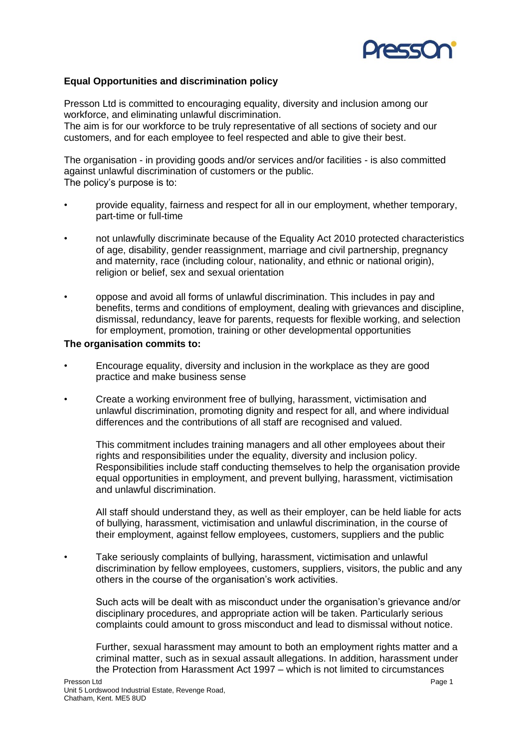## Equal Opportunities and discrimination policy

Presson Ltd is committed to encouraging equality, diversity and inclusion among our workforce, and eliminating unlawful discrimination.
The aim is for our workforce to be truly representative of all sections of society and our customers, and for each employee to feel respected and able to give their best.

The organisation - in providing goods and/or services and/or facilities - is also committed against unlawful discrimination of customers or the public.
The policy's purpose is to:

- provide equality, fairness and respect for all in our employment, whether temporary, part-time or full-time
- not unlawfully discriminate because of the Equality Act 2010 protected characteristics of age, disability, gender reassignment, marriage and civil partnership, pregnancy and maternity, race (including colour, nationality, and ethnic or national origin), religion or belief, sex and sexual orientation
- oppose and avoid all forms of unlawful discrimination. This includes in pay and benefits, terms and conditions of employment, dealing with grievances and discipline, dismissal, redundancy, leave for parents, requests for flexible working, and selection for employment, promotion, training or other developmental opportunities

**The organisation commits to:**

- Encourage equality, diversity and inclusion in the workplace as they are good practice and make business sense
- Create a working environment free of bullying, harassment, victimisation and unlawful discrimination, promoting dignity and respect for all, and where individual differences and the contributions of all staff are recognised and valued.

  This commitment includes training managers and all other employees about their rights and responsibilities under the equality, diversity and inclusion policy. Responsibilities include staff conducting themselves to help the organisation provide equal opportunities in employment, and prevent bullying, harassment, victimisation and unlawful discrimination.

  All staff should understand they, as well as their employer, can be held liable for acts of bullying, harassment, victimisation and unlawful discrimination, in the course of their employment, against fellow employees, customers, suppliers and the public
- Take seriously complaints of bullying, harassment, victimisation and unlawful discrimination by fellow employees, customers, suppliers, visitors, the public and any others in the course of the organisation's work activities.

  Such acts will be dealt with as misconduct under the organisation's grievance and/or disciplinary procedures, and appropriate action will be taken. Particularly serious complaints could amount to gross misconduct and lead to dismissal without notice.

  Further, sexual harassment may amount to both an employment rights matter and a criminal matter, such as in sexual assault allegations. In addition, harassment under the Protection from Harassment Act 1997 – which is not limited to circumstances

Presson Ltd
Unit 5 Lordswood Industrial Estate, Revenge Road,
Chatham, Kent. ME5 8UD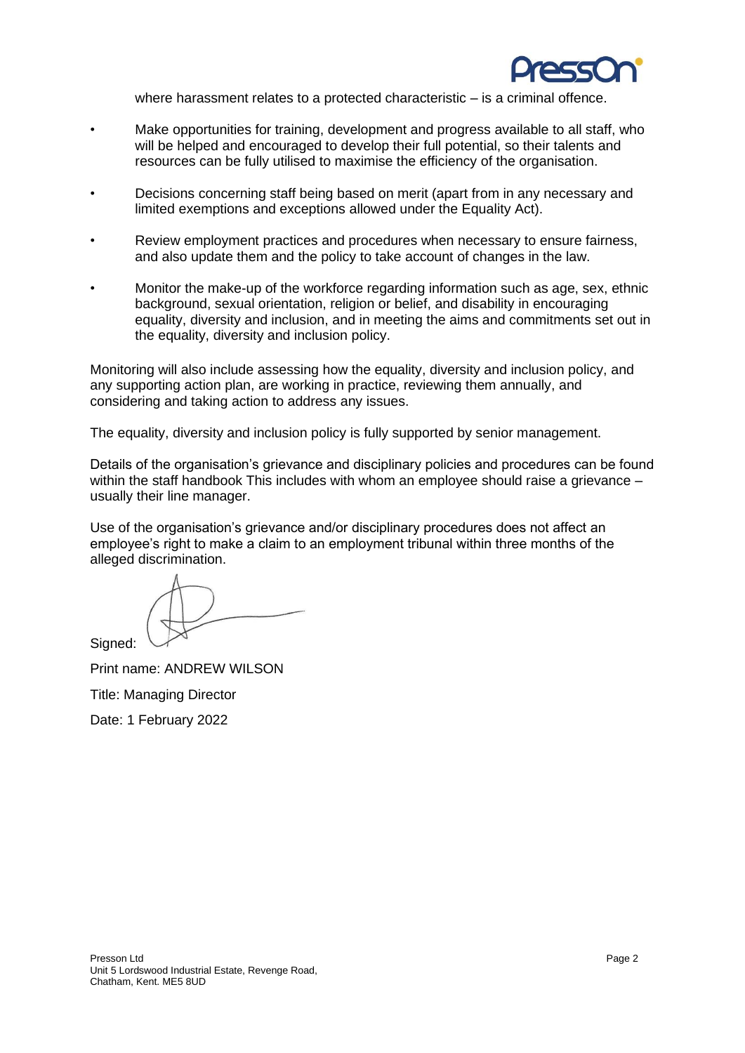where harassment relates to a protected characteristic – is a criminal offence.

- Make opportunities for training, development and progress available to all staff, who will be helped and encouraged to develop their full potential, so their talents and resources can be fully utilised to maximise the efficiency of the organisation.

- Decisions concerning staff being based on merit (apart from in any necessary and limited exemptions and exceptions allowed under the Equality Act).

- Review employment practices and procedures when necessary to ensure fairness, and also update them and the policy to take account of changes in the law.

- Monitor the make-up of the workforce regarding information such as age, sex, ethnic background, sexual orientation, religion or belief, and disability in encouraging equality, diversity and inclusion, and in meeting the aims and commitments set out in the equality, diversity and inclusion policy.

Monitoring will also include assessing how the equality, diversity and inclusion policy, and any supporting action plan, are working in practice, reviewing them annually, and considering and taking action to address any issues.

The equality, diversity and inclusion policy is fully supported by senior management.

Details of the organisation's grievance and disciplinary policies and procedures can be found within the staff handbook This includes with whom an employee should raise a grievance – usually their line manager.

Use of the organisation's grievance and/or disciplinary procedures does not affect an employee's right to make a claim to an employment tribunal within three months of the alleged discrimination.

Signed:

Print name: ANDREW WILSON

Title: Managing Director

Date: 1 February 2022

Presson Ltd
Unit 5 Lordswood Industrial Estate, Revenge Road,
Chatham, Kent. ME5 8UD